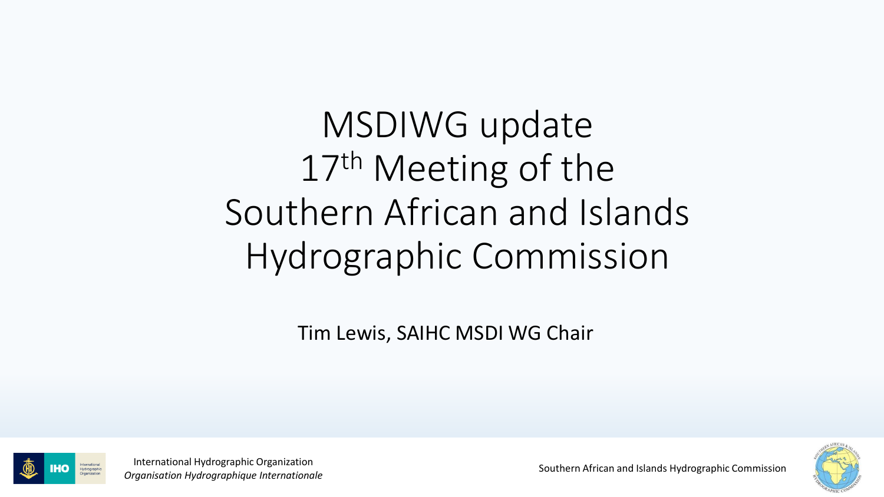# MSDIWG update
# 17th Meeting of the Southern African and Islands Hydrographic Commission

Tim Lewis, SAIHC MSDI WG Chair

International Hydrographic Organization
*Organisation Hydrographique Internationale*

Southern African and Islands Hydrographic Commission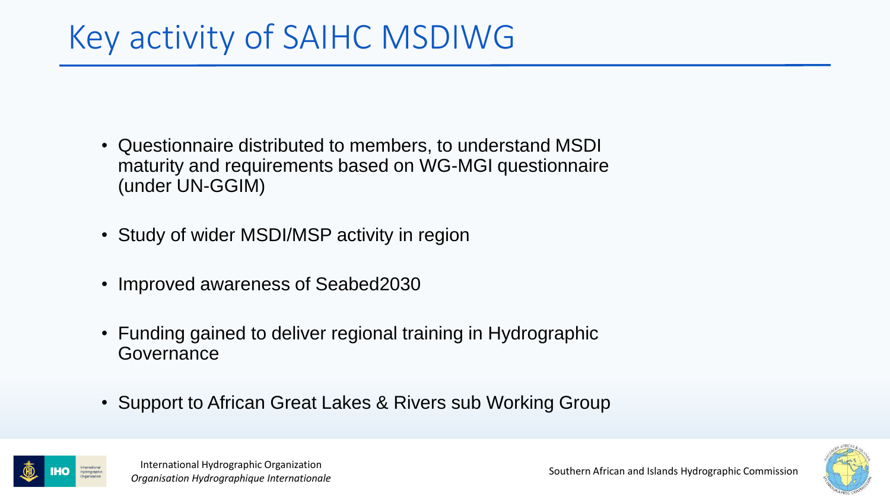# Key activity of SAIHC MSDIWG

- Questionnaire distributed to members, to understand MSDI maturity and requirements based on WG-MGI questionnaire (under UN-GGIM)
- Study of wider MSDI/MSP activity in region
- Improved awareness of Seabed2030
- Funding gained to deliver regional training in Hydrographic Governance
- Support to African Great Lakes & Rivers sub Working Group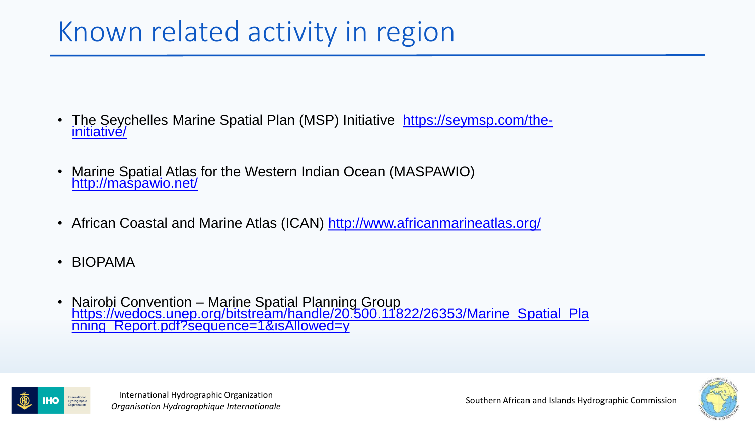# Known related activity in region

- The Seychelles Marine Spatial Plan (MSP) Initiative https://seymsp.com/the-initiative/
- Marine Spatial Atlas for the Western Indian Ocean (MASPAWIO) http://maspawio.net/
- African Coastal and Marine Atlas (ICAN) http://www.africanmarineatlas.org/
- BIOPAMA
- Nairobi Convention – Marine Spatial Planning Group https://wedocs.unep.org/bitstream/handle/20.500.11822/26353/Marine_Spatial_Planning_Report.pdf?sequence=1&isAllowed=y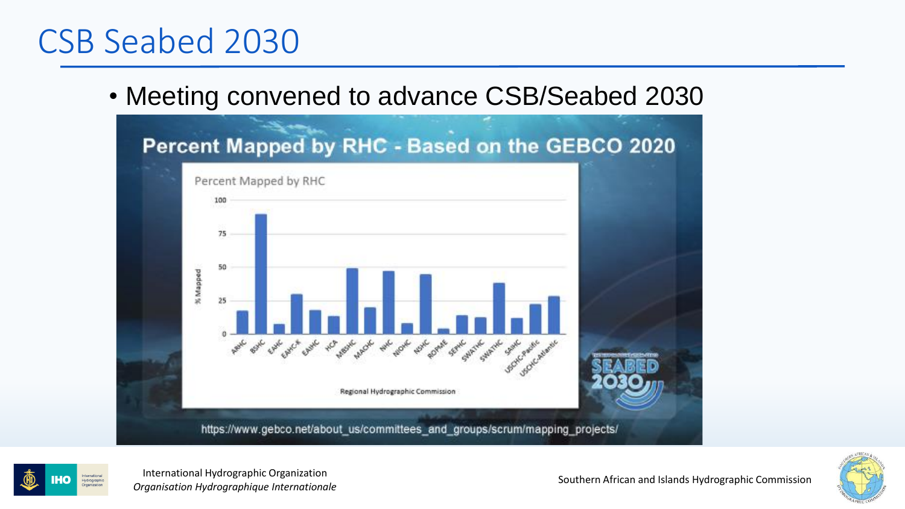# CSB Seabed 2030

- Meeting convened to advance CSB/Seabed 2030

## Percent Mapped by RHC - Based on the GEBCO 2020

Percent Mapped by RHC

% Mapped

100

75

50

25

0

ARHC, BSHC, EAHC, EAtHC-X, EAIHC, HCA, MBSHC, MACHC, NHC, NIOHC, NSHC, ROPME, SEPHC, SWAtHC, SWPHC, SAIHC, USCHC-Pacific, USCHC-Atlantic

Regional Hydrographic Commission

SEABED 2030

https://www.gebco.net/about_us/committees_and_groups/scrum/mapping_projects/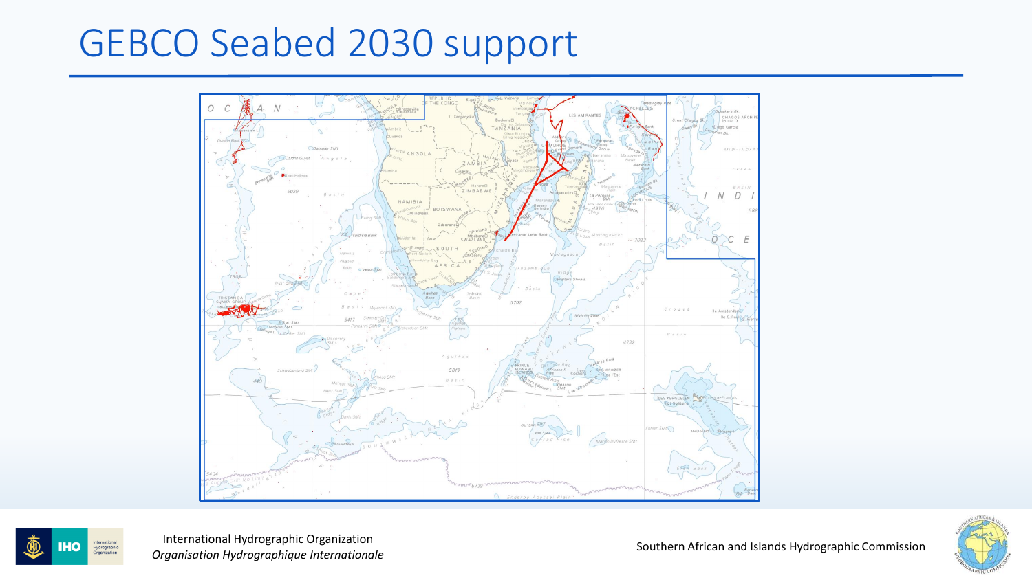# GEBCO Seabed 2030 support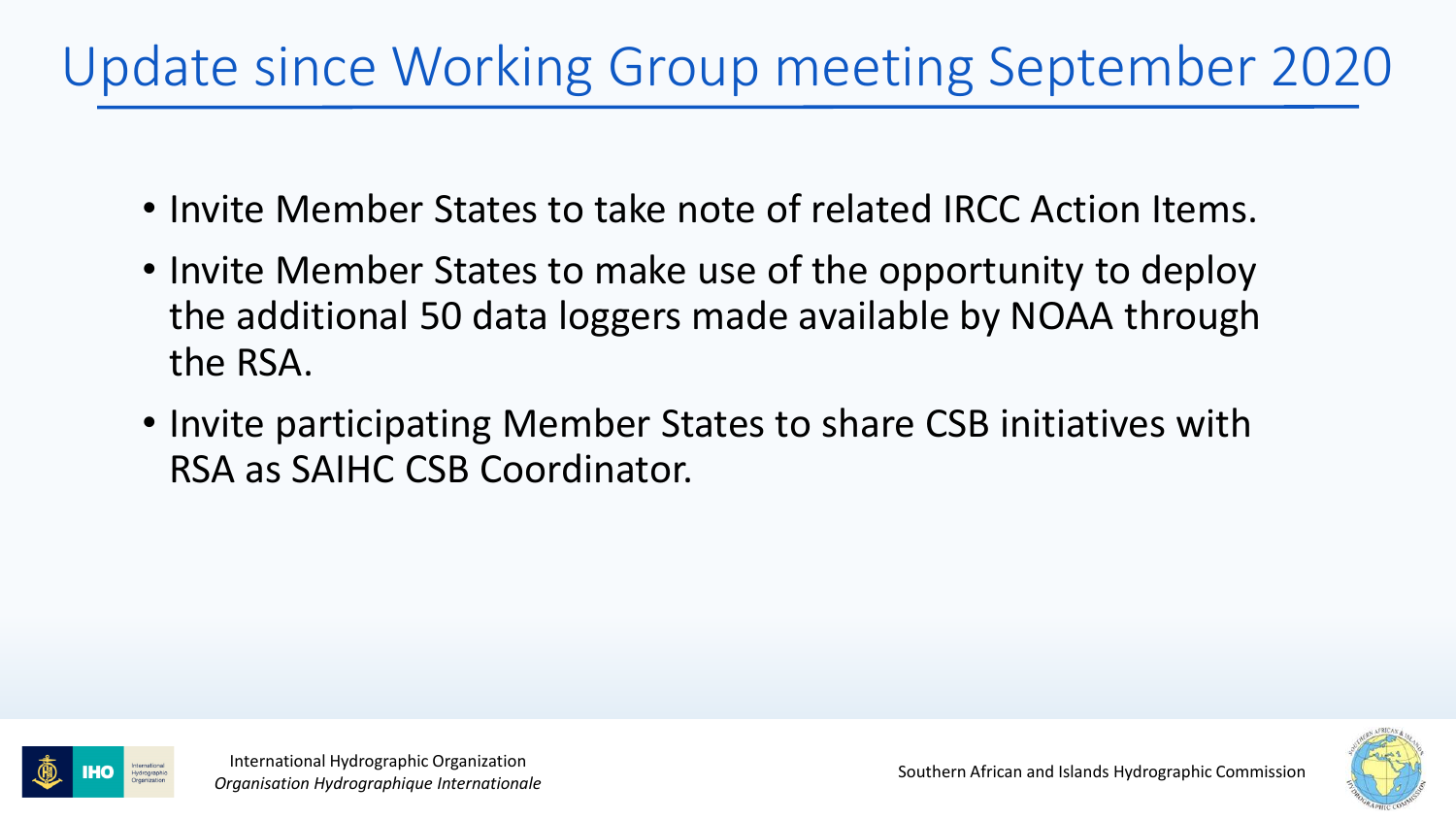# Update since Working Group meeting September 2020

- Invite Member States to take note of related IRCC Action Items.
- Invite Member States to make use of the opportunity to deploy the additional 50 data loggers made available by NOAA through the RSA.
- Invite participating Member States to share CSB initiatives with RSA as SAIHC CSB Coordinator.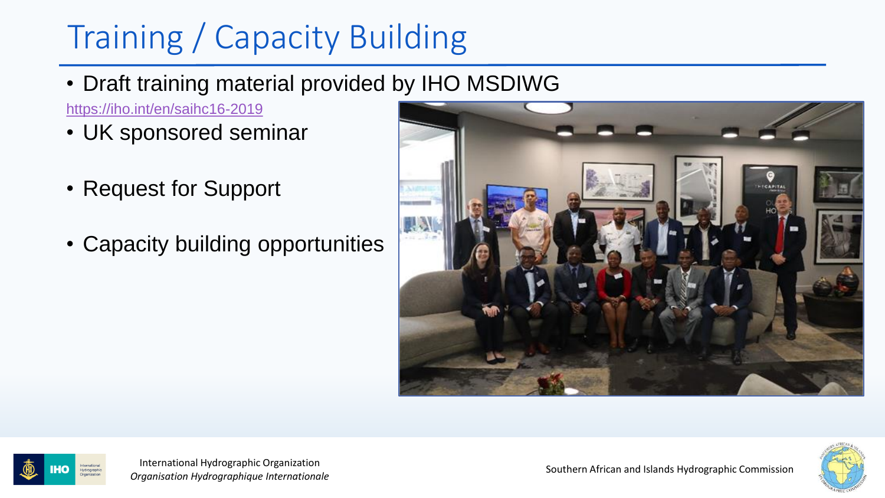# Training / Capacity Building

- Draft training material provided by IHO MSDIWG

https://iho.int/en/saihc16-2019

- UK sponsored seminar
- Request for Support
- Capacity building opportunities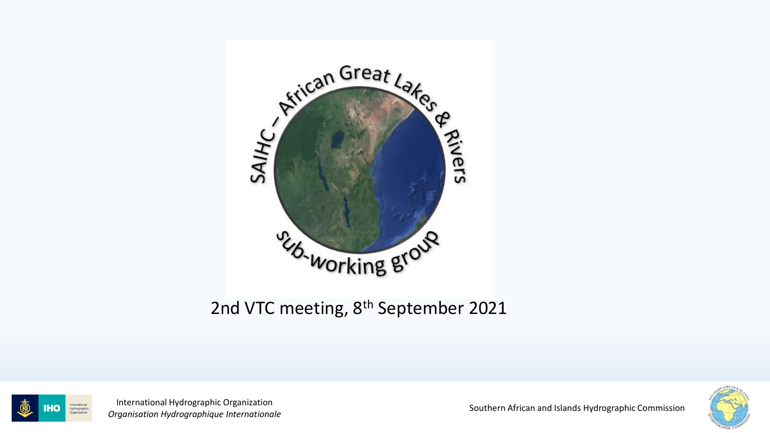SAIHC – African Great Lakes & Rivers sub-working group

2nd VTC meeting, 8th September 2021

International Hydrographic Organization
*Organisation Hydrographique Internationale*

Southern African and Islands Hydrographic Commission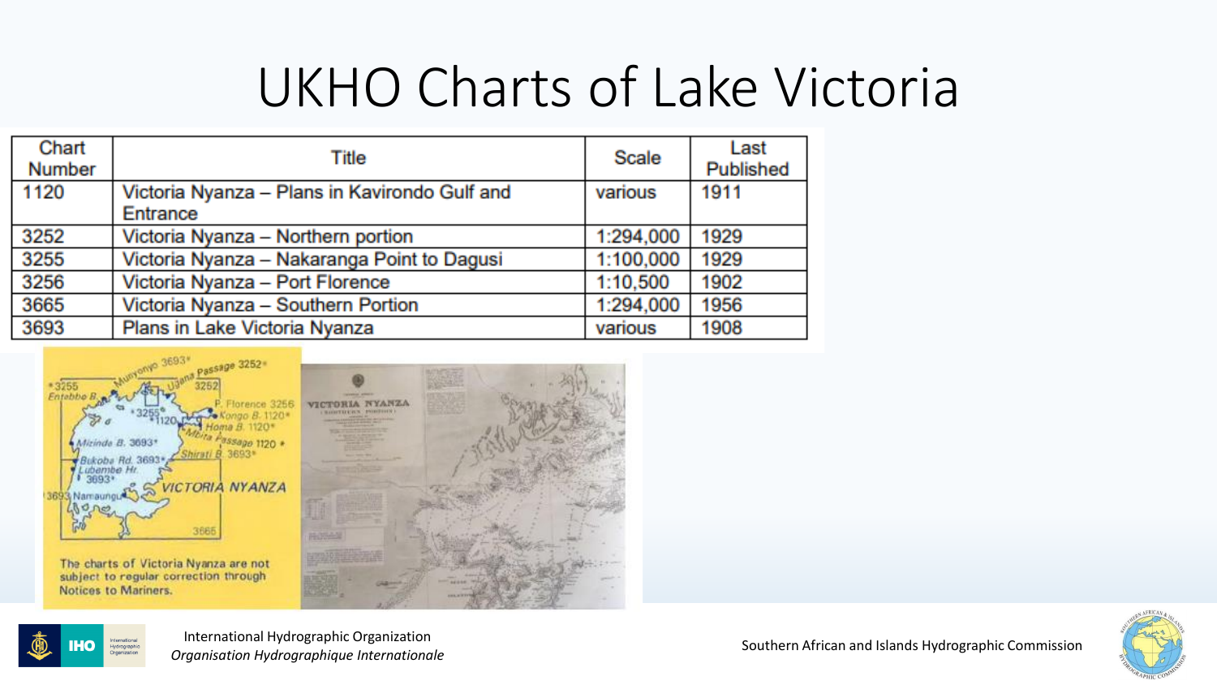# UKHO Charts of Lake Victoria

| Chart Number | Title | Scale | Last Published |
|---|---|---|---|
| 1120 | Victoria Nyanza – Plans in Kavirondo Gulf and Entrance | various | 1911 |
| 3252 | Victoria Nyanza – Northern portion | 1:294,000 | 1929 |
| 3255 | Victoria Nyanza – Nakaranga Point to Dagusi | 1:100,000 | 1929 |
| 3256 | Victoria Nyanza – Port Florence | 1:10,500 | 1902 |
| 3665 | Victoria Nyanza – Southern Portion | 1:294,000 | 1956 |
| 3693 | Plans in Lake Victoria Nyanza | various | 1908 |

The charts of Victoria Nyanza are not subject to regular correction through Notices to Mariners.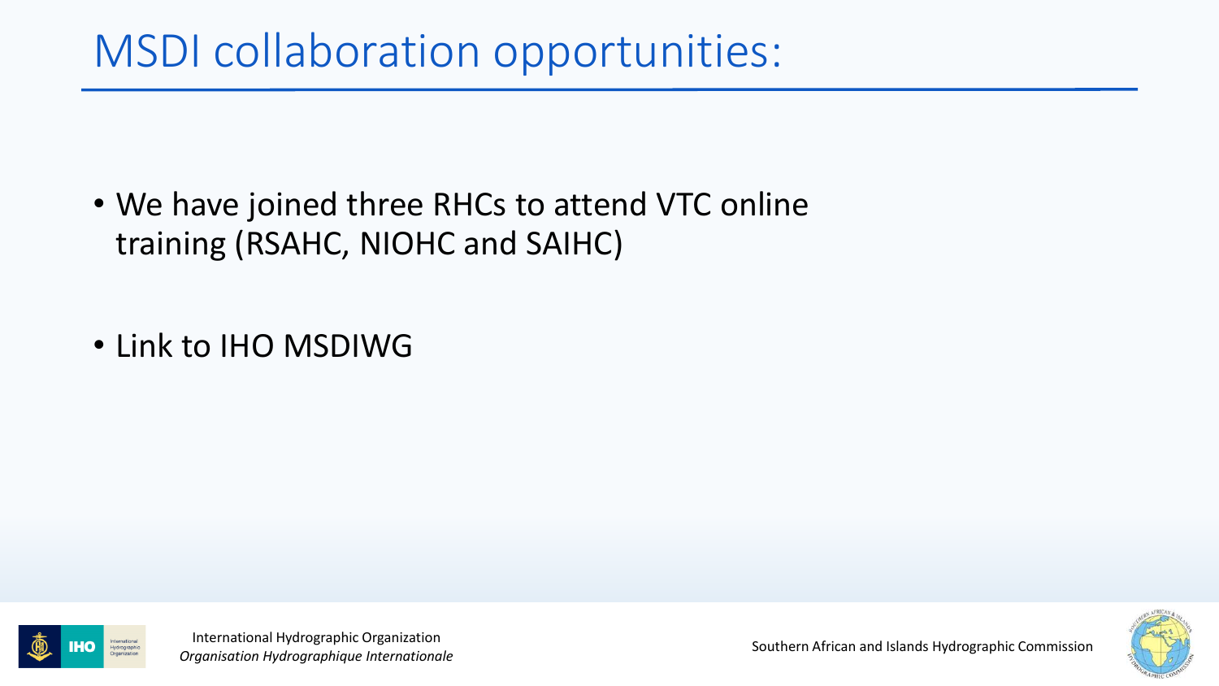# MSDI collaboration opportunities:

- We have joined three RHCs to attend VTC online training (RSAHC, NIOHC and SAIHC)
- Link to IHO MSDIWG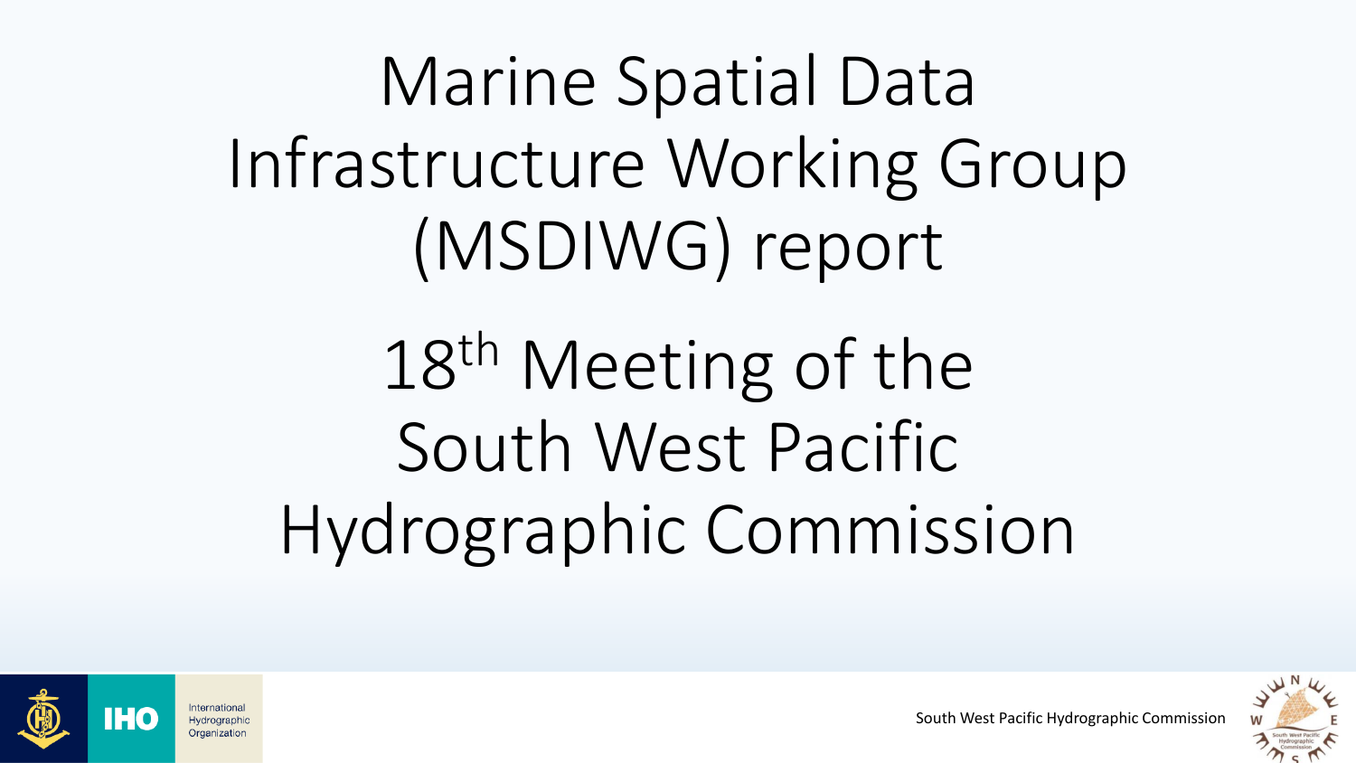# Marine Spatial Data Infrastructure Working Group (MSDIWG) report

## 18th Meeting of the South West Pacific Hydrographic Commission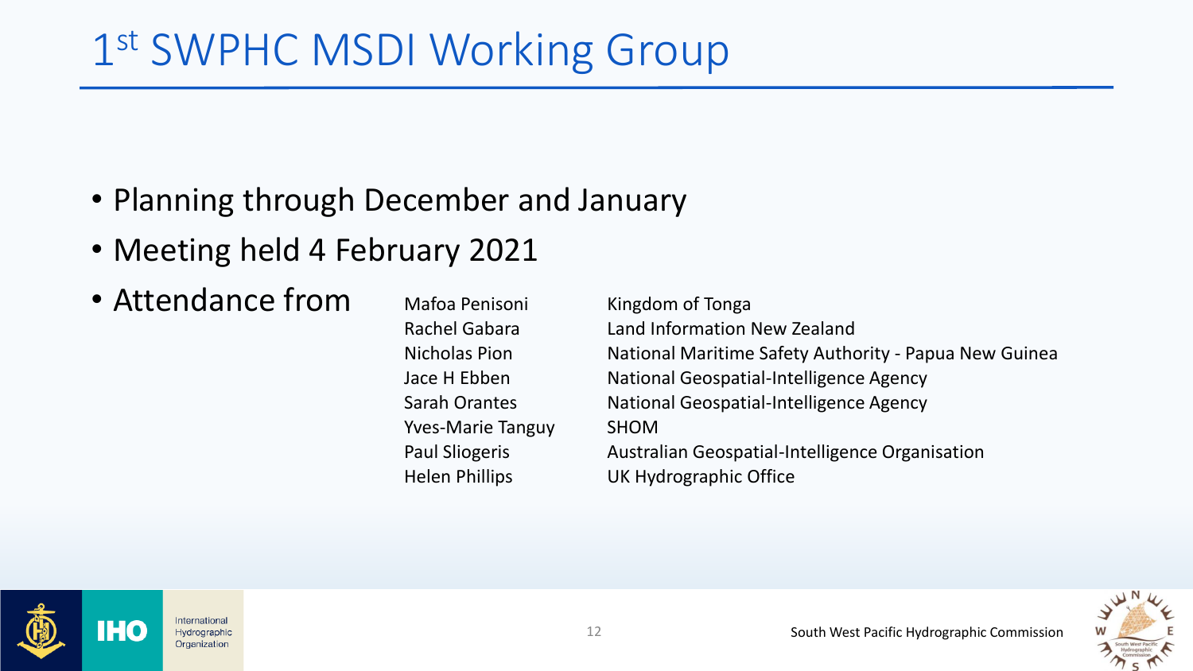# 1st SWPHC MSDI Working Group

- Planning through December and January
- Meeting held 4 February 2021
- Attendance from

| | |
|---|---|
| Mafoa Penisoni | Kingdom of Tonga |
| Rachel Gabara | Land Information New Zealand |
| Nicholas Pion | National Maritime Safety Authority - Papua New Guinea |
| Jace H Ebben | National Geospatial-Intelligence Agency |
| Sarah Orantes | National Geospatial-Intelligence Agency |
| Yves-Marie Tanguy | SHOM |
| Paul Sliogeris | Australian Geospatial-Intelligence Organisation |
| Helen Phillips | UK Hydrographic Office |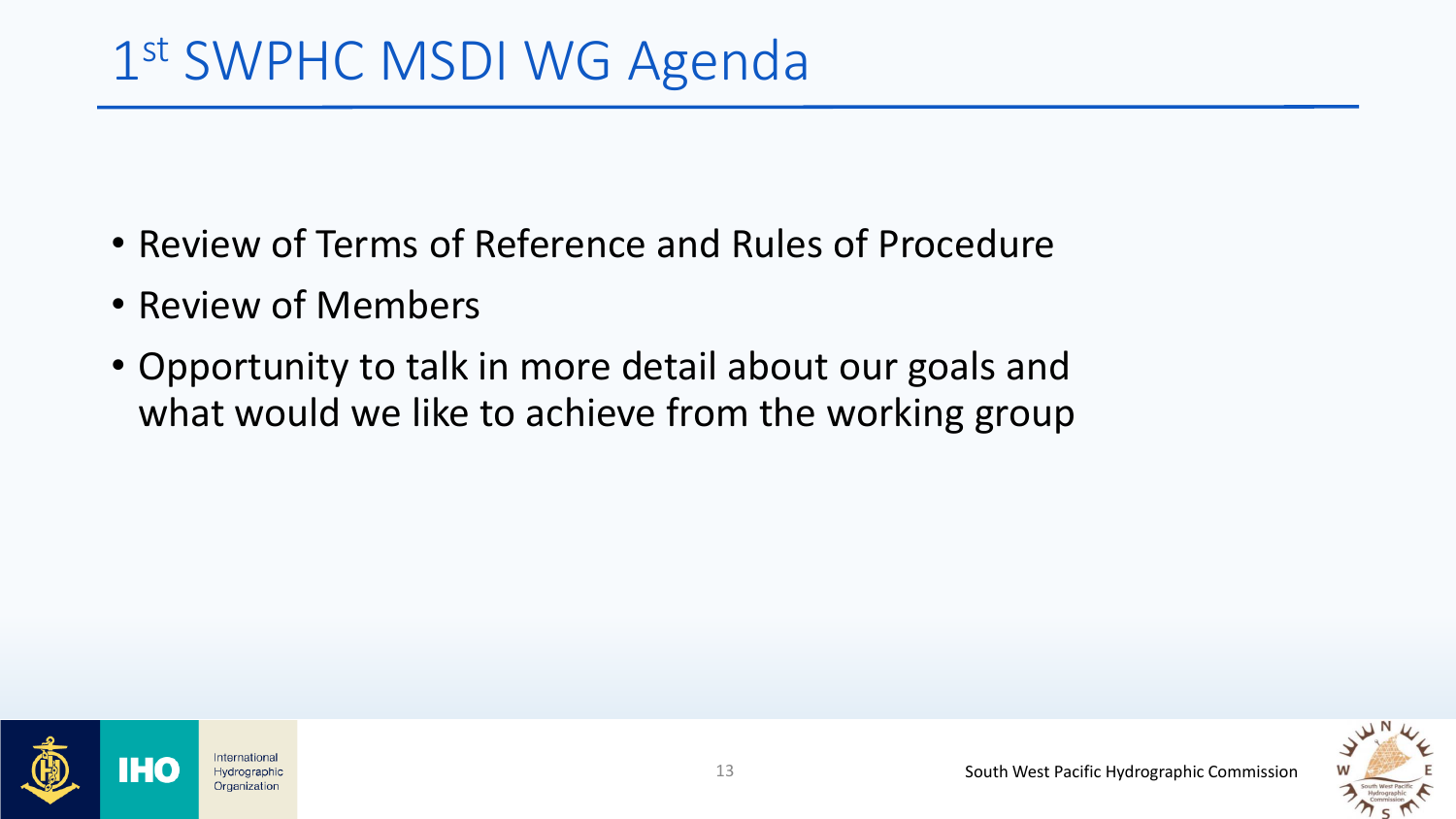# 1st SWPHC MSDI WG Agenda

- Review of Terms of Reference and Rules of Procedure
- Review of Members
- Opportunity to talk in more detail about our goals and what would we like to achieve from the working group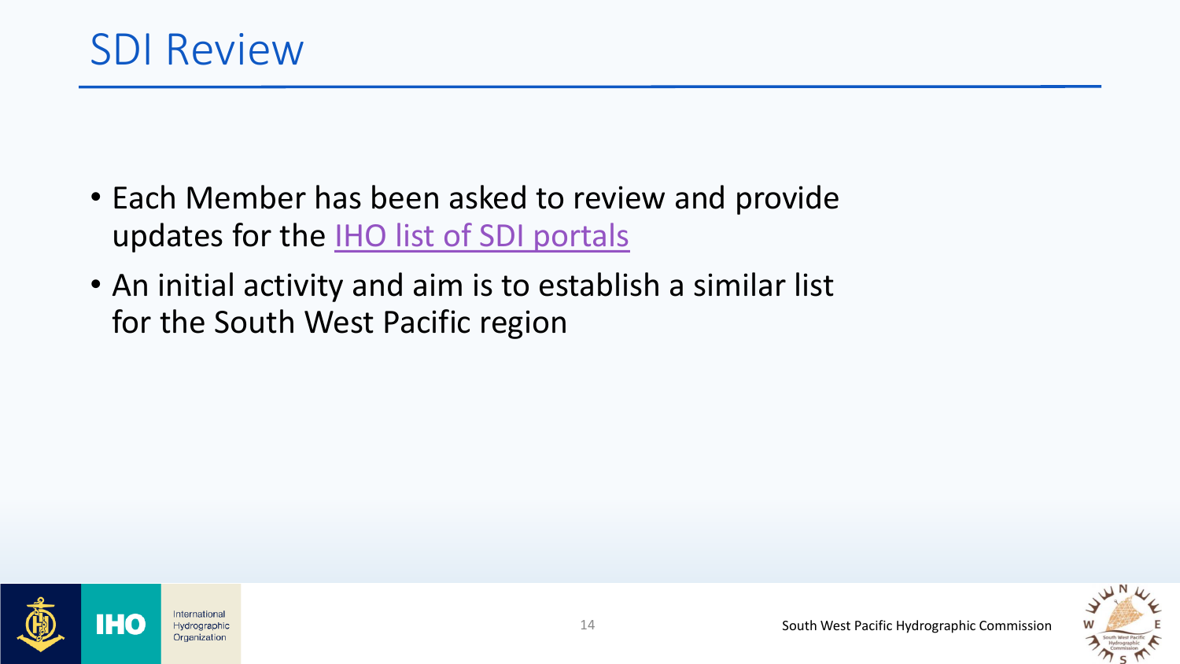# SDI Review

- Each Member has been asked to review and provide updates for the IHO list of SDI portals
- An initial activity and aim is to establish a similar list for the South West Pacific region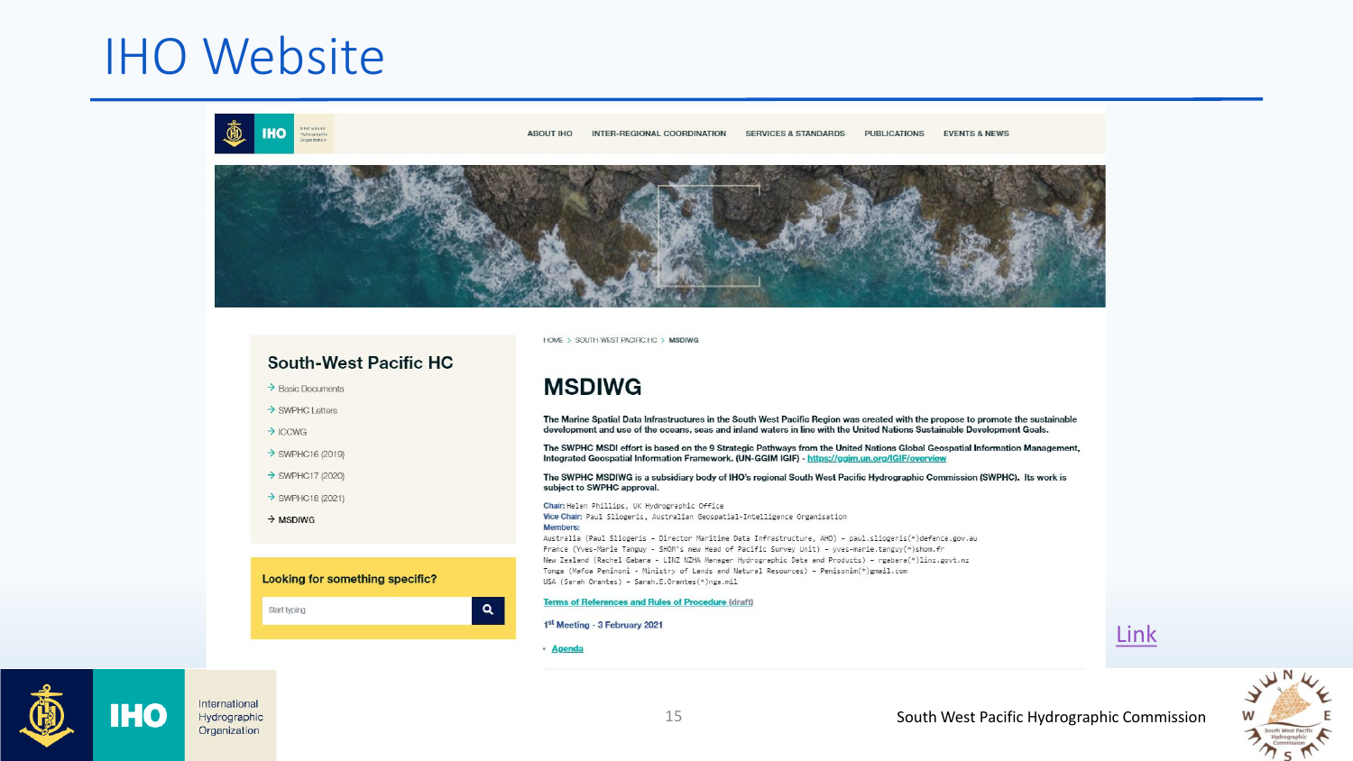# IHO Website

ABOUT IHO | INTER-REGIONAL COORDINATION | SERVICES & STANDARDS | PUBLICATIONS | EVENTS & NEWS

HOME > SOUTH WEST PACIFIC HC > MSDIWG

## South-West Pacific HC

- Basic Documents
- SWPHC Letters
- ICCWG
- SWPHC16 (2019)
- SWPHC17 (2020)
- SWPHC18 (2021)
- MSDIWG

**Looking for something specific?**

Start typing

## MSDIWG

**The Marine Spatial Data Infrastructures in the South West Pacific Region was created with the propose to promote the sustainable development and use of the oceans, seas and inland waters in line with the United Nations Sustainable Development Goals.**

**The SWPHC MSDI effort is based on the 9 Strategic Pathways from the United Nations Global Geospatial Information Management, Integrated Geospatial Information Framework. (UN-GGIM IGIF) - https://ggim.un.org/IGIF/overview**

**The SWPHC MSDIWG is a subsidiary body of IHO's regional South West Pacific Hydrographic Commission (SWPHC). Its work is subject to SWPHC approval.**

**Chair:** Helen Phillips, UK Hydrographic Office
**Vice Chair:** Paul Sliogeris, Australian Geospatial-Intelligence Organisation
**Members:**
Australia (Paul Sliogeris - Director Maritime Data Infrastructure, AHO) - paul.sliogeris(*)defence.gov.au
France (Yves-Marie Tanguy - SHOM's new Head of Pacific Survey Unit) - yves-marie.tanguy(*)shom.fr
New Zealand (Rachel Gabara - LINZ NZHA Manager Hydrographic Data and Products) - rgabara(*)linz.govt.nz
Tonga (Mafoa Peninoni - Ministry of Lands and Natural Resources) - Penisonim(*)gmail.com
USA (Sarah Orantes) - Sarah.E.Orantes(*)nga.mil

Terms of References and Rules of Procedure (draft)

1st Meeting - 3 February 2021

- Agenda

Link

South West Pacific Hydrographic Commission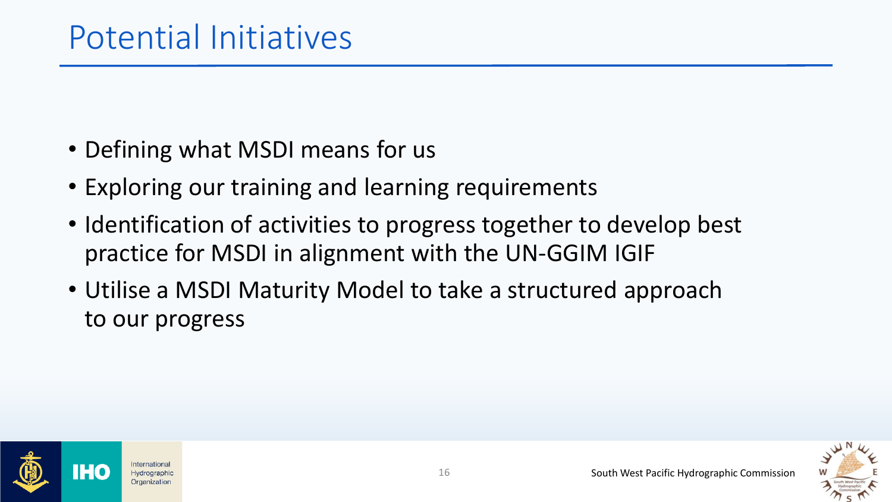# Potential Initiatives

- Defining what MSDI means for us
- Exploring our training and learning requirements
- Identification of activities to progress together to develop best practice for MSDI in alignment with the UN-GGIM IGIF
- Utilise a MSDI Maturity Model to take a structured approach to our progress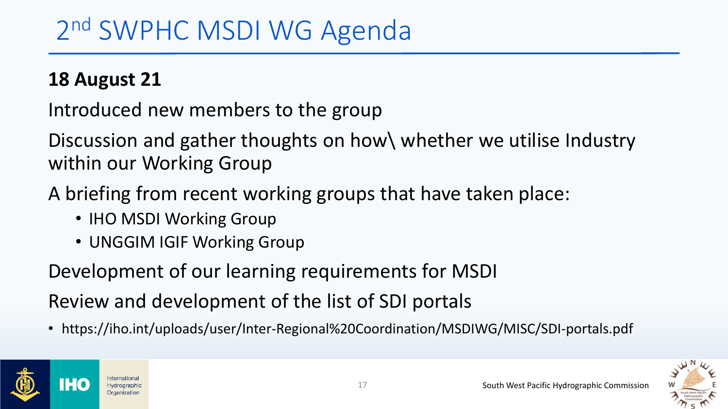# 2nd SWPHC MSDI WG Agenda

**18 August 21**

Introduced new members to the group

Discussion and gather thoughts on how\ whether we utilise Industry within our Working Group

A briefing from recent working groups that have taken place:

- IHO MSDI Working Group
- UNGGIM IGIF Working Group

Development of our learning requirements for MSDI

Review and development of the list of SDI portals

- https://iho.int/uploads/user/Inter-Regional%20Coordination/MSDIWG/MISC/SDI-portals.pdf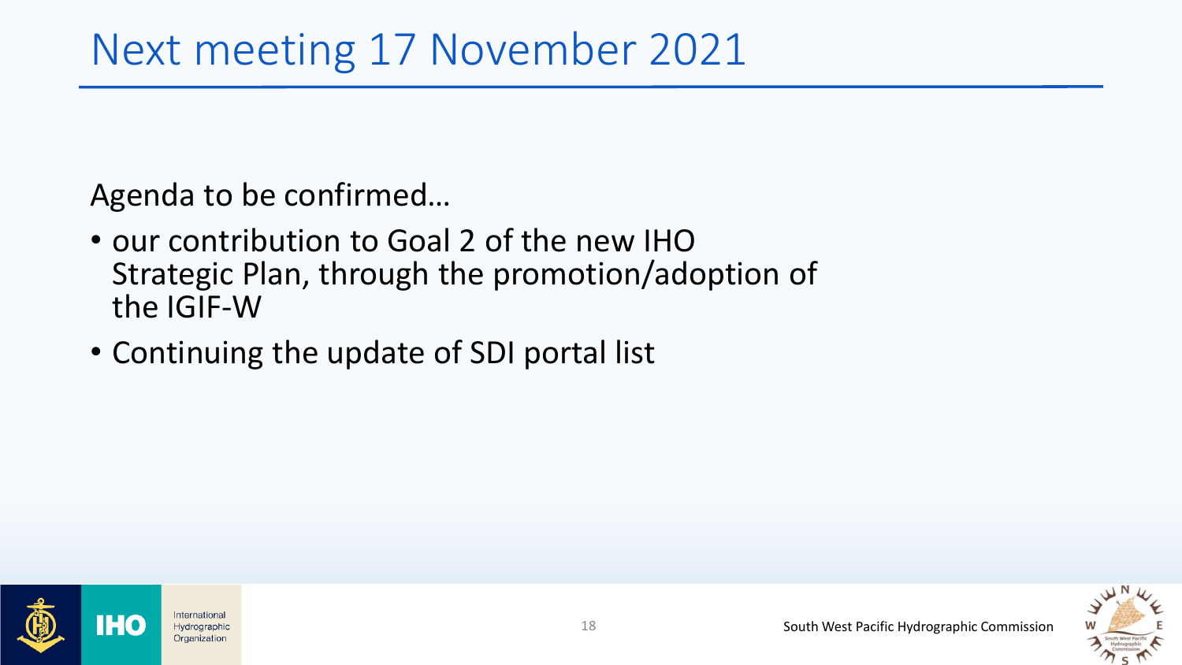# Next meeting 17 November 2021

Agenda to be confirmed…

- our contribution to Goal 2 of the new IHO Strategic Plan, through the promotion/adoption of the IGIF-W
- Continuing the update of SDI portal list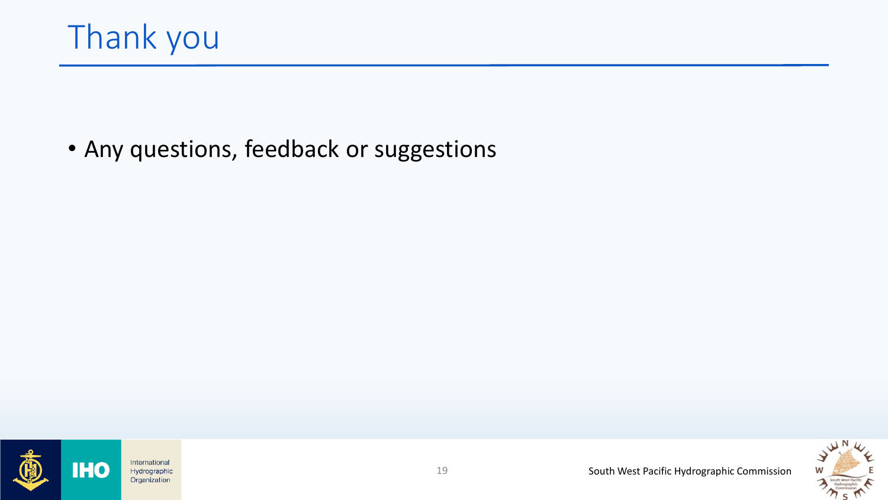# Thank you

- Any questions, feedback or suggestions